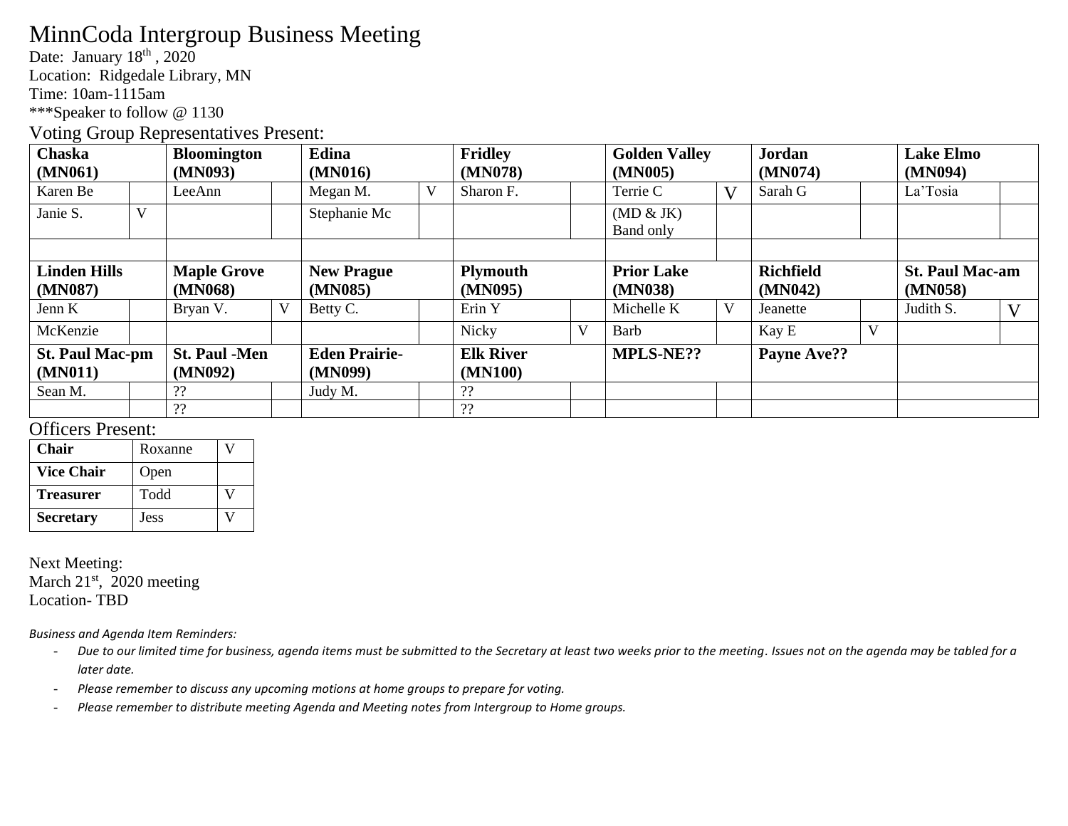# MinnCoda Intergroup Business Meeting

Date: January 18th , 2020
Location: Ridgedale Library, MN
Time: 10am-1115am
***Speaker to follow @ 1130

## Voting Group Representatives Present:

| **Chaska (MN061)** | | **Bloomington (MN093)** | | **Edina (MN016)** | | **Fridley (MN078)** | | **Golden Valley (MN005)** | | **Jordan (MN074)** | | **Lake Elmo (MN094)** | |
|---|---|---|---|---|---|---|---|---|---|---|---|---|---|
| Karen Be | | LeeAnn | | Megan M. | V | Sharon F. | | Terrie C | V | Sarah G | | La'Tosia | |
| Janie S. | V | | | Stephanie Mc | | | | (MD & JK) Band only | | | | | |
| | | | | | | | | | | | | | |
| **Linden Hills (MN087)** | | **Maple Grove (MN068)** | | **New Prague (MN085)** | | **Plymouth (MN095)** | | **Prior Lake (MN038)** | | **Richfield (MN042)** | | **St. Paul Mac-am (MN058)** | |
| Jenn K | | Bryan V. | V | Betty C. | | Erin Y | | Michelle K | V | Jeanette | | Judith S. | V |
| McKenzie | | | | | | Nicky | V | Barb | | Kay E | V | | |
| **St. Paul Mac-pm (MN011)** | | **St. Paul -Men (MN092)** | | **Eden Prairie- (MN099)** | | **Elk River (MN100)** | | **MPLS-NE??** | | **Payne Ave??** | | | |
| Sean M. | | ?? | | Judy M. | | ?? | | | | | | | |
| | | ?? | | | | ?? | | | | | | | |

## Officers Present:

| **Chair** | Roxanne | V |
|---|---|---|
| **Vice Chair** | Open | |
| **Treasurer** | Todd | V |
| **Secretary** | Jess | V |

Next Meeting:
March 21st, 2020 meeting
Location- TBD

*Business and Agenda Item Reminders:*

- *Due to our limited time for business, agenda items must be submitted to the Secretary at least two weeks prior to the meeting. Issues not on the agenda may be tabled for a later date.*
- *Please remember to discuss any upcoming motions at home groups to prepare for voting.*
- *Please remember to distribute meeting Agenda and Meeting notes from Intergroup to Home groups.*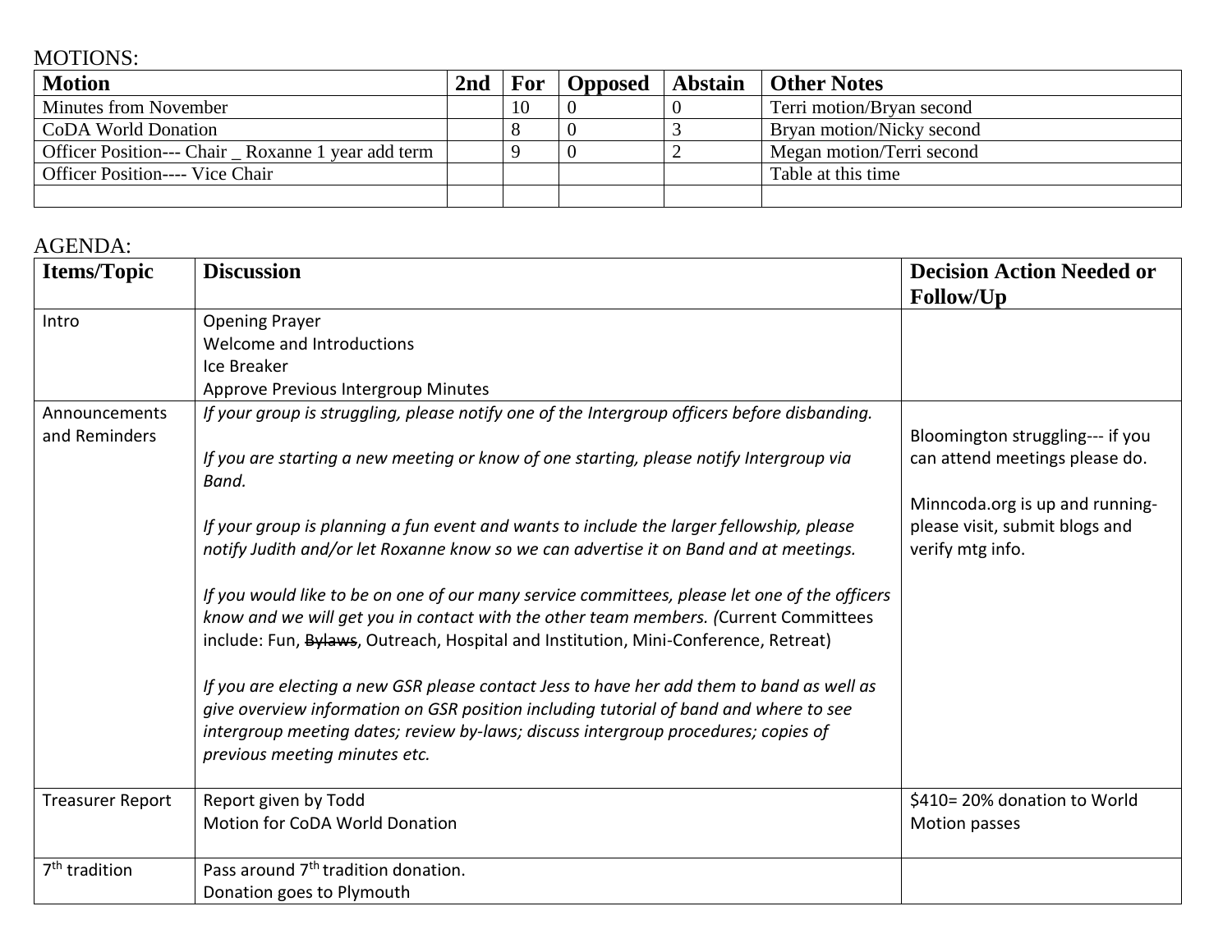MOTIONS:

| Motion | 2nd | For | Opposed | Abstain | Other Notes |
|---|---|---|---|---|---|
| Minutes from November | | 10 | 0 | 0 | Terri motion/Bryan second |
| CoDA World Donation | | 8 | 0 | 3 | Bryan motion/Nicky second |
| Officer Position--- Chair _ Roxanne 1 year add term | | 9 | 0 | 2 | Megan motion/Terri second |
| Officer Position---- Vice Chair | | | | | Table at this time |
| | | | | | |

AGENDA:

| Items/Topic | Discussion | Decision Action Needed or Follow/Up |
|---|---|---|
| Intro | Opening Prayer<br>Welcome and Introductions<br>Ice Breaker<br>Approve Previous Intergroup Minutes | |
| Announcements and Reminders | *If your group is struggling, please notify one of the Intergroup officers before disbanding.*<br><br>*If you are starting a new meeting or know of one starting, please notify Intergroup via Band.*<br><br>*If your group is planning a fun event and wants to include the larger fellowship, please notify Judith and/or let Roxanne know so we can advertise it on Band and at meetings.*<br><br>*If you would like to be on one of our many service committees, please let one of the officers know and we will get you in contact with the other team members. (*Current Committees include: Fun, ~~Bylaws~~, Outreach, Hospital and Institution, Mini-Conference, Retreat)<br><br>*If you are electing a new GSR please contact Jess to have her add them to band as well as give overview information on GSR position including tutorial of band and where to see intergroup meeting dates; review by-laws; discuss intergroup procedures; copies of previous meeting minutes etc.* | Bloomington struggling--- if you can attend meetings please do.<br><br>Minncoda.org is up and running- please visit, submit blogs and verify mtg info. |
| Treasurer Report | Report given by Todd<br>Motion for CoDA World Donation | \$410= 20% donation to World<br>Motion passes |
| 7th tradition | Pass around 7th tradition donation.<br>Donation goes to Plymouth | |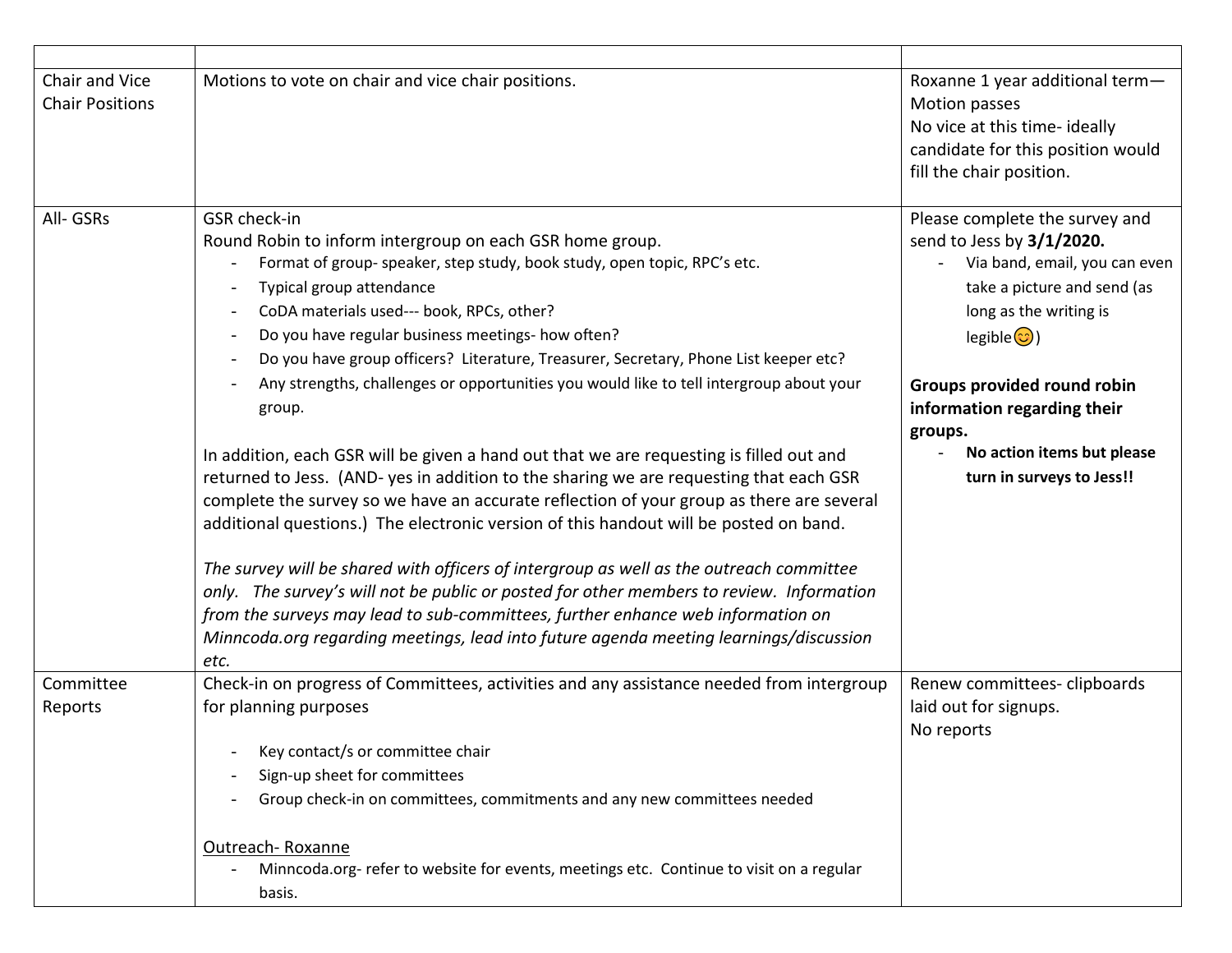| | | |
|---|---|---|
| Chair and Vice Chair Positions | Motions to vote on chair and vice chair positions. | Roxanne 1 year additional term— Motion passes<br>No vice at this time- ideally candidate for this position would fill the chair position. |
| All- GSRs | GSR check-in<br>Round Robin to inform intergroup on each GSR home group.<br>- Format of group- speaker, step study, book study, open topic, RPC's etc.<br>- Typical group attendance<br>- CoDA materials used--- book, RPCs, other?<br>- Do you have regular business meetings- how often?<br>- Do you have group officers? Literature, Treasurer, Secretary, Phone List keeper etc?<br>- Any strengths, challenges or opportunities you would like to tell intergroup about your group.<br><br>In addition, each GSR will be given a hand out that we are requesting is filled out and returned to Jess. (AND- yes in addition to the sharing we are requesting that each GSR complete the survey so we have an accurate reflection of your group as there are several additional questions.) The electronic version of this handout will be posted on band.<br><br>*The survey will be shared with officers of intergroup as well as the outreach committee only. The survey's will not be public or posted for other members to review. Information from the surveys may lead to sub-committees, further enhance web information on Minncoda.org regarding meetings, lead into future agenda meeting learnings/discussion etc.* | Please complete the survey and send to Jess by **3/1/2020.**<br>- Via band, email, you can even take a picture and send (as long as the writing is legible😊)<br><br>**Groups provided round robin information regarding their groups.**<br>- **No action items but please turn in surveys to Jess!!** |
| Committee Reports | Check-in on progress of Committees, activities and any assistance needed from intergroup for planning purposes<br><br>- Key contact/s or committee chair<br>- Sign-up sheet for committees<br>- Group check-in on committees, commitments and any new committees needed<br><br><u>Outreach- Roxanne</u><br>- Minncoda.org- refer to website for events, meetings etc. Continue to visit on a regular basis. | Renew committees- clipboards laid out for signups.<br>No reports |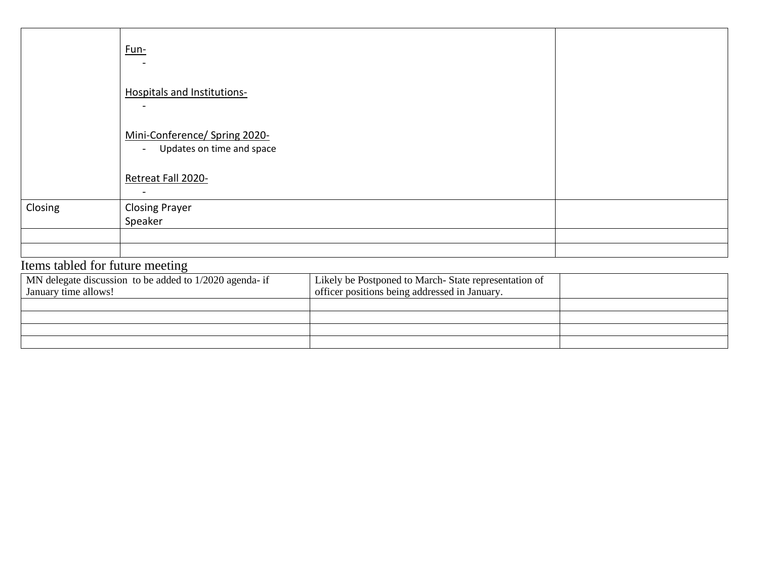| | | |
|---|---|---|
| | <u>Fun-</u><br>-<br><br><u>Hospitals and Institutions-</u><br>-<br><br><u>Mini-Conference/ Spring 2020-</u><br>- Updates on time and space<br><br><u>Retreat Fall 2020-</u><br>- | |
| Closing | Closing Prayer<br>Speaker | |
| | | |
| | | |

Items tabled for future meeting

| | | |
|---|---|---|
| MN delegate discussion to be added to 1/2020 agenda- if January time allows! | Likely be Postponed to March- State representation of officer positions being addressed in January. | |
| | | |
| | | |
| | | |
| | | |